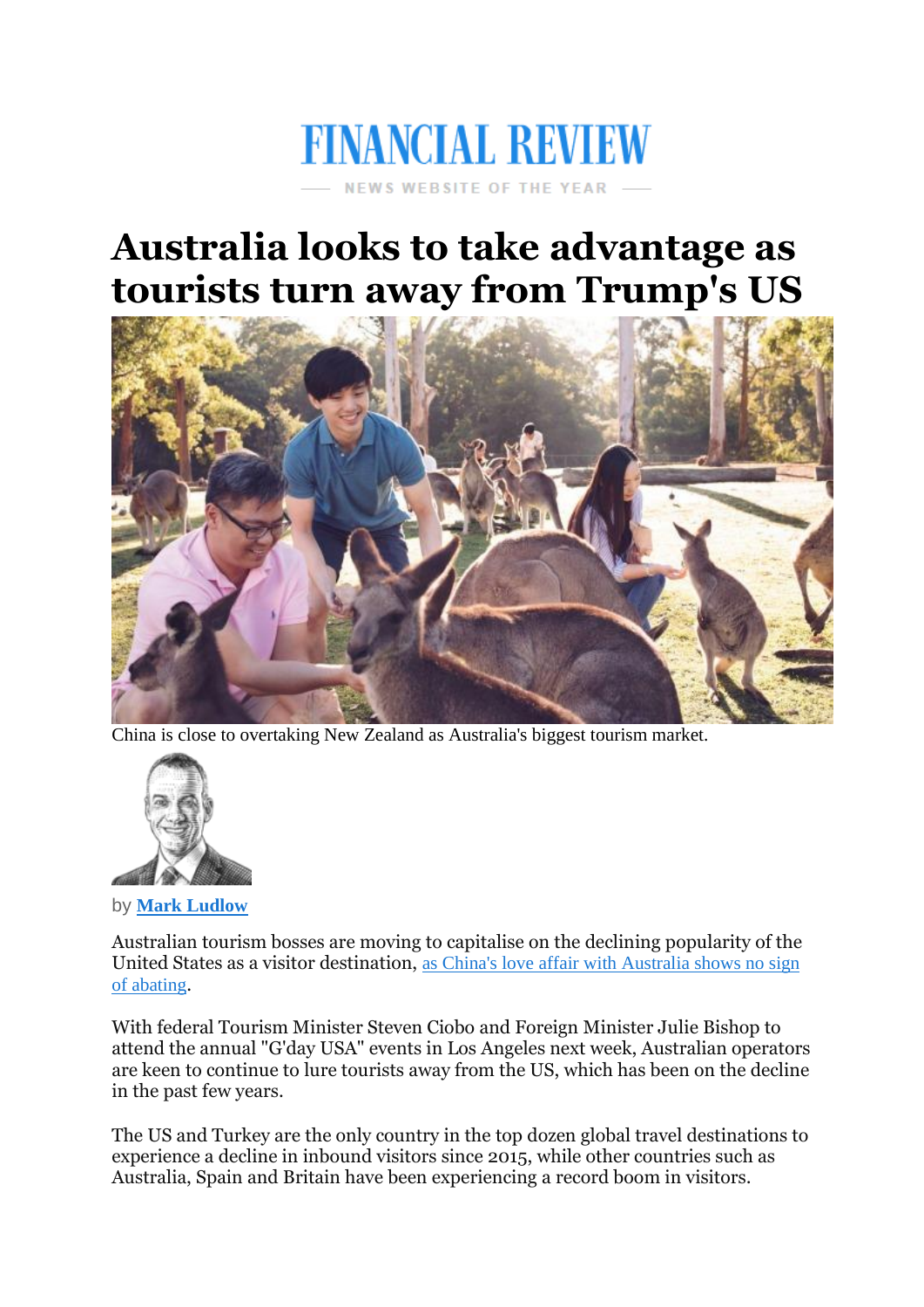FINANCIAL REVIEW

NEWS WEBSITE OF THE YEAR

# Australia looks to take advantage as tourists turn away from Trump's US

China is close to overtaking New Zealand as Australia's biggest tourism market.

by **Mark Ludlow**

Australian tourism bosses are moving to capitalise on the declining popularity of the United States as a visitor destination, as China's love affair with Australia shows no sign of abating.

With federal Tourism Minister Steven Ciobo and Foreign Minister Julie Bishop to attend the annual "G'day USA" events in Los Angeles next week, Australian operators are keen to continue to lure tourists away from the US, which has been on the decline in the past few years.

The US and Turkey are the only country in the top dozen global travel destinations to experience a decline in inbound visitors since 2015, while other countries such as Australia, Spain and Britain have been experiencing a record boom in visitors.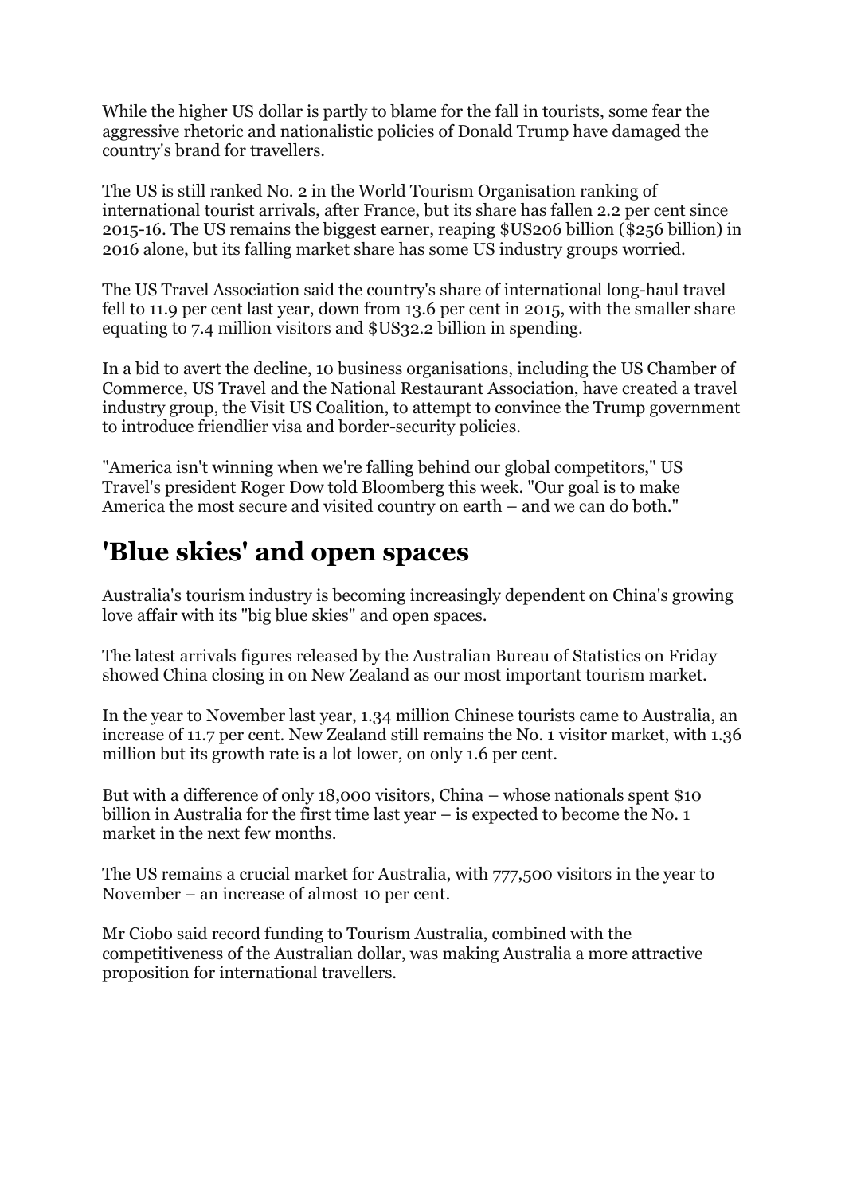While the higher US dollar is partly to blame for the fall in tourists, some fear the aggressive rhetoric and nationalistic policies of Donald Trump have damaged the country's brand for travellers.

The US is still ranked No. 2 in the World Tourism Organisation ranking of international tourist arrivals, after France, but its share has fallen 2.2 per cent since 2015-16. The US remains the biggest earner, reaping $US206 billion ($256 billion) in 2016 alone, but its falling market share has some US industry groups worried.

The US Travel Association said the country's share of international long-haul travel fell to 11.9 per cent last year, down from 13.6 per cent in 2015, with the smaller share equating to 7.4 million visitors and $US32.2 billion in spending.

In a bid to avert the decline, 10 business organisations, including the US Chamber of Commerce, US Travel and the National Restaurant Association, have created a travel industry group, the Visit US Coalition, to attempt to convince the Trump government to introduce friendlier visa and border-security policies.

"America isn't winning when we're falling behind our global competitors," US Travel's president Roger Dow told Bloomberg this week. "Our goal is to make America the most secure and visited country on earth – and we can do both."

## 'Blue skies' and open spaces

Australia's tourism industry is becoming increasingly dependent on China's growing love affair with its "big blue skies" and open spaces.

The latest arrivals figures released by the Australian Bureau of Statistics on Friday showed China closing in on New Zealand as our most important tourism market.

In the year to November last year, 1.34 million Chinese tourists came to Australia, an increase of 11.7 per cent. New Zealand still remains the No. 1 visitor market, with 1.36 million but its growth rate is a lot lower, on only 1.6 per cent.

But with a difference of only 18,000 visitors, China – whose nationals spent $10 billion in Australia for the first time last year – is expected to become the No. 1 market in the next few months.

The US remains a crucial market for Australia, with 777,500 visitors in the year to November – an increase of almost 10 per cent.

Mr Ciobo said record funding to Tourism Australia, combined with the competitiveness of the Australian dollar, was making Australia a more attractive proposition for international travellers.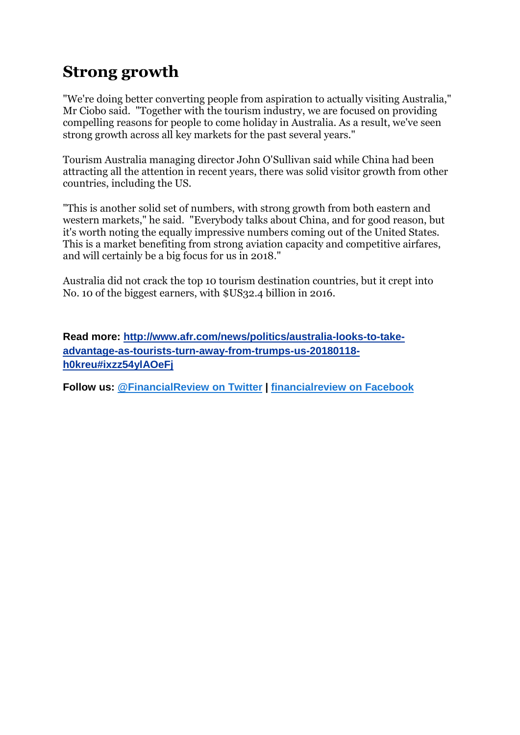## Strong growth

"We're doing better converting people from aspiration to actually visiting Australia," Mr Ciobo said. "Together with the tourism industry, we are focused on providing compelling reasons for people to come holiday in Australia. As a result, we've seen strong growth across all key markets for the past several years."

Tourism Australia managing director John O'Sullivan said while China had been attracting all the attention in recent years, there was solid visitor growth from other countries, including the US.

"This is another solid set of numbers, with strong growth from both eastern and western markets," he said. "Everybody talks about China, and for good reason, but it's worth noting the equally impressive numbers coming out of the United States. This is a market benefiting from strong aviation capacity and competitive airfares, and will certainly be a big focus for us in 2018."

Australia did not crack the top 10 tourism destination countries, but it crept into No. 10 of the biggest earners, with $US32.4 billion in 2016.

**Read more: [http://www.afr.com/news/politics/australia-looks-to-take-advantage-as-tourists-turn-away-from-trumps-us-20180118-h0kreu#ixzz54ylAOeFj](http://www.afr.com/news/politics/australia-looks-to-take-advantage-as-tourists-turn-away-from-trumps-us-20180118-h0kreu#ixzz54ylAOeFj)**

**Follow us: [@FinancialReview on Twitter](#) | [financialreview on Facebook](#)**